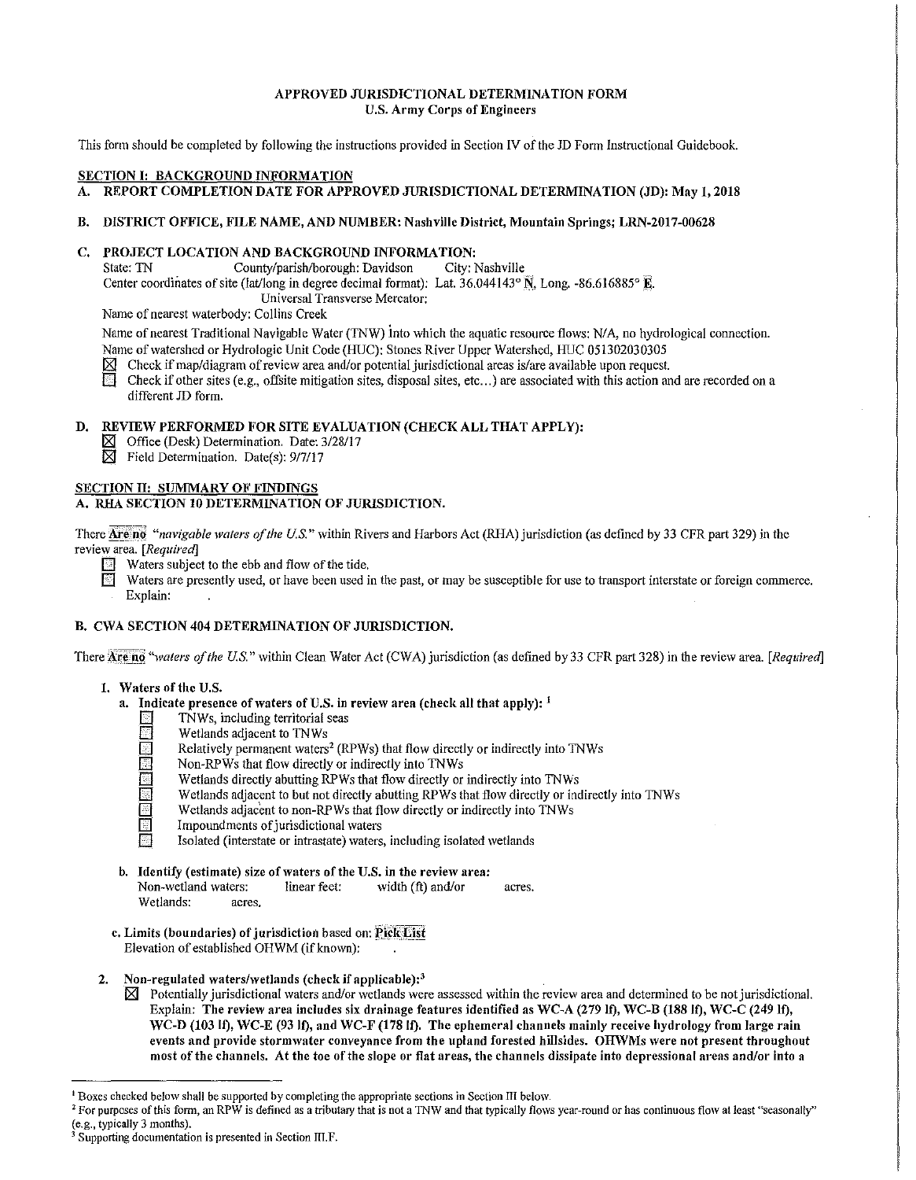**APPROVED JURISDICTIONAL DETERMINATION FORM**
**U.S. Army Corps of Engineers**

This form should be completed by following the instructions provided in Section IV of the JD Form Instructional Guidebook.

**SECTION I: BACKGROUND INFORMATION**

**A. REPORT COMPLETION DATE FOR APPROVED JURISDICTIONAL DETERMINATION (JD): May 1, 2018**

**B. DISTRICT OFFICE, FILE NAME, AND NUMBER: Nashville District, Mountain Springs; LRN-2017-00628**

**C. PROJECT LOCATION AND BACKGROUND INFORMATION:**

State: TN County/parish/borough: Davidson City: Nashville

Center coordinates of site (lat/long in degree decimal format): Lat. 36.044143° N, Long. -86.616885° E.

Universal Transverse Mercator:

Name of nearest waterbody: Collins Creek

Name of nearest Traditional Navigable Water (TNW) into which the aquatic resource flows: N/A, no hydrological connection.

Name of watershed or Hydrologic Unit Code (HUC): Stones River Upper Watershed, HUC 051302030305

☒ Check if map/diagram of review area and/or potential jurisdictional areas is/are available upon request.

☐ Check if other sites (e.g., offsite mitigation sites, disposal sites, etc...) are associated with this action and are recorded on a different JD form.

**D. REVIEW PERFORMED FOR SITE EVALUATION (CHECK ALL THAT APPLY):**

☒ Office (Desk) Determination. Date: 3/28/17

☒ Field Determination. Date(s): 9/7/17

**SECTION II: SUMMARY OF FINDINGS**

**A. RHA SECTION 10 DETERMINATION OF JURISDICTION.**

There **Are no** *"navigable waters of the U.S."* within Rivers and Harbors Act (RHA) jurisdiction (as defined by 33 CFR part 329) in the review area. *[Required]*

☐ Waters subject to the ebb and flow of the tide.

☐ Waters are presently used, or have been used in the past, or may be susceptible for use to transport interstate or foreign commerce. Explain:

**B. CWA SECTION 404 DETERMINATION OF JURISDICTION.**

There **Are no** *"waters of the U.S."* within Clean Water Act (CWA) jurisdiction (as defined by 33 CFR part 328) in the review area. *[Required]*

**1. Waters of the U.S.**

**a. Indicate presence of waters of U.S. in review area (check all that apply):** [1]

☐ TNWs, including territorial seas

☐ Wetlands adjacent to TNWs

☐ Relatively permanent waters[2] (RPWs) that flow directly or indirectly into TNWs

☐ Non-RPWs that flow directly or indirectly into TNWs

☐ Wetlands directly abutting RPWs that flow directly or indirectly into TNWs

☐ Wetlands adjacent to but not directly abutting RPWs that flow directly or indirectly into TNWs

☐ Wetlands adjacent to non-RPWs that flow directly or indirectly into TNWs

☐ Impoundments of jurisdictional waters

☐ Isolated (interstate or intrastate) waters, including isolated wetlands

**b. Identify (estimate) size of waters of the U.S. in the review area:**

Non-wetland waters: linear feet: width (ft) and/or acres.

Wetlands: acres.

**c. Limits (boundaries) of jurisdiction** based on: **Pick List**

Elevation of established OHWM (if known):

**2. Non-regulated waters/wetlands (check if applicable):**[3]

☒ Potentially jurisdictional waters and/or wetlands were assessed within the review area and determined to be not jurisdictional. Explain: **The review area includes six drainage features identified as WC-A (279 lf), WC-B (188 lf), WC-C (249 lf), WC-D (103 lf), WC-E (93 lf), and WC-F (178 lf). The ephemeral channels mainly receive hydrology from large rain events and provide stormwater conveyance from the upland forested hillsides. OHWMs were not present throughout most of the channels. At the toe of the slope or flat areas, the channels dissipate into depressional areas and/or into a**

---

[1] Boxes checked below shall be supported by completing the appropriate sections in Section III below.

[2] For purposes of this form, an RPW is defined as a tributary that is not a TNW and that typically flows year-round or has continuous flow at least "seasonally" (e.g., typically 3 months).

[3] Supporting documentation is presented in Section III.F.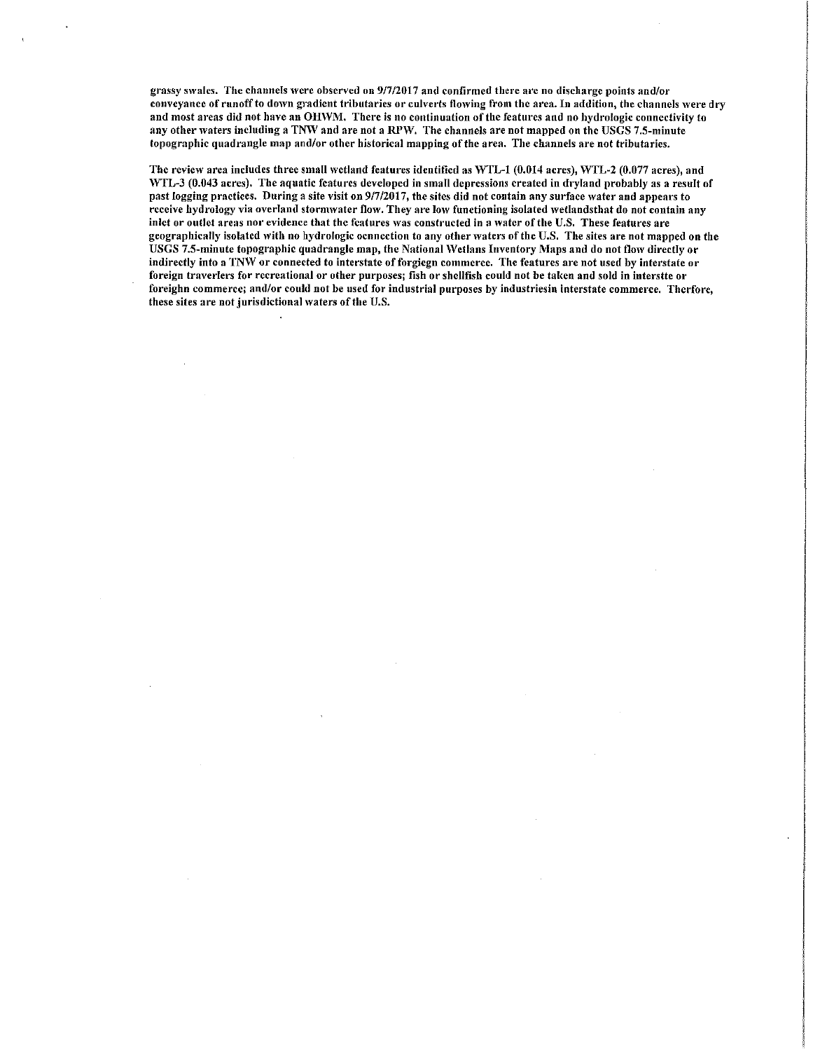grassy swales. The channels were observed on 9/7/2017 and confirmed there are no discharge points and/or conveyance of runoff to down gradient tributaries or culverts flowing from the area. In addition, the channels were dry and most areas did not have an OHWM. There is no continuation of the features and no hydrologic connectivity to any other waters including a TNW and are not a RPW. The channels are not mapped on the USGS 7.5-minute topographic quadrangle map and/or other historical mapping of the area. The channels are not tributaries.

The review area includes three small wetland features identified as WTL-1 (0.014 acres), WTL-2 (0.077 acres), and WTL-3 (0.043 acres). The aquatic features developed in small depressions created in dryland probably as a result of past logging practices. During a site visit on 9/7/2017, the sites did not contain any surface water and appears to receive hydrology via overland stormwater flow. They are low functioning isolated wetlandsthat do not contain any inlet or outlet areas nor evidence that the features was constructed in a water of the U.S. These features are geographically isolated with no hydrologic oennection to any other waters of the U.S. The sites are not mapped on the USGS 7.5-minute topographic quadrangle map, the National Wetlans Inventory Maps and do not flow directly or indirectly into a TNW or connected to interstate of forgiegn commerce. The features are not used by interstate or foreign traverlers for recreational or other purposes; fish or shellfish could not be taken and sold in interstte or foreighn commerce; and/or could not be used for industrial purposes by industriesin interstate commerce. Therfore, these sites are not jurisdictional waters of the U.S.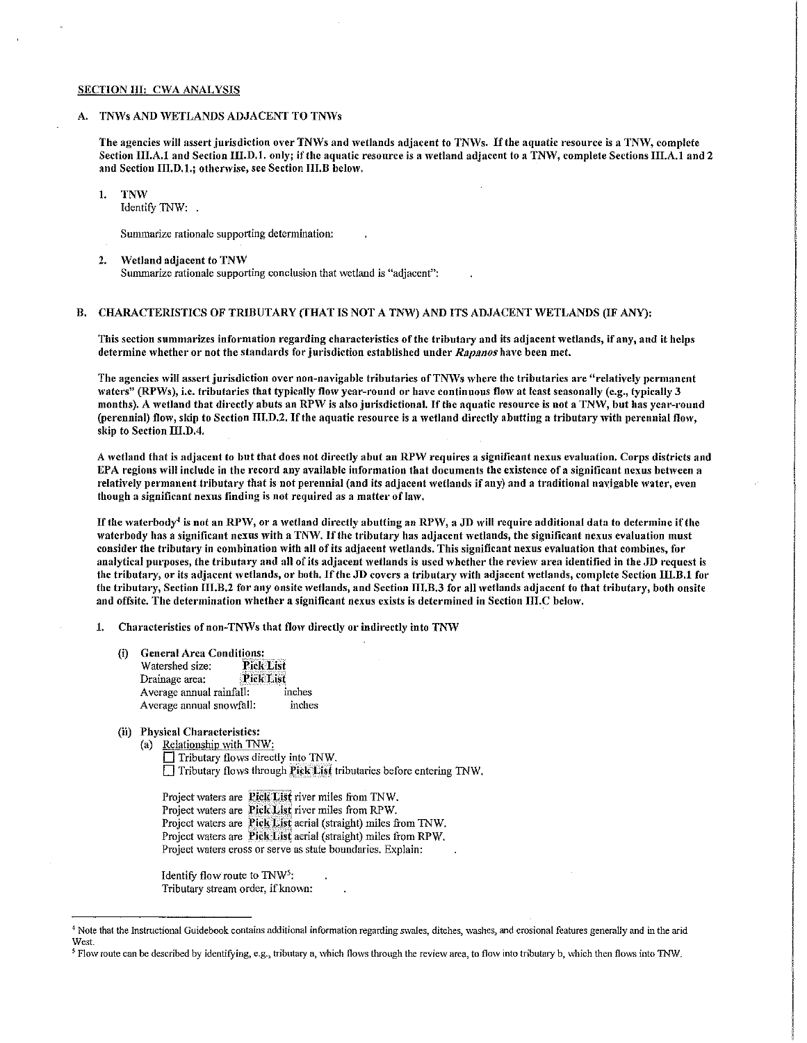## SECTION III: CWA ANALYSIS

### A. TNWs AND WETLANDS ADJACENT TO TNWs

**The agencies will assert jurisdiction over TNWs and wetlands adjacent to TNWs. If the aquatic resource is a TNW, complete Section III.A.1 and Section III.D.1. only; if the aquatic resource is a wetland adjacent to a TNW, complete Sections III.A.1 and 2 and Section III.D.1.; otherwise, see Section III.B below.**

1. **TNW**
   Identify TNW: .

   Summarize rationale supporting determination: .

2. **Wetland adjacent to TNW**
   Summarize rationale supporting conclusion that wetland is "adjacent": .

### B. CHARACTERISTICS OF TRIBUTARY (THAT IS NOT A TNW) AND ITS ADJACENT WETLANDS (IF ANY):

**This section summarizes information regarding characteristics of the tributary and its adjacent wetlands, if any, and it helps determine whether or not the standards for jurisdiction established under *Rapanos* have been met.**

**The agencies will assert jurisdiction over non-navigable tributaries of TNWs where the tributaries are "relatively permanent waters" (RPWs), i.e. tributaries that typically flow year-round or have continuous flow at least seasonally (e.g., typically 3 months). A wetland that directly abuts an RPW is also jurisdictional. If the aquatic resource is not a TNW, but has year-round (perennial) flow, skip to Section III.D.2. If the aquatic resource is a wetland directly abutting a tributary with perennial flow, skip to Section III.D.4.**

**A wetland that is adjacent to but that does not directly abut an RPW requires a significant nexus evaluation. Corps districts and EPA regions will include in the record any available information that documents the existence of a significant nexus between a relatively permanent tributary that is not perennial (and its adjacent wetlands if any) and a traditional navigable water, even though a significant nexus finding is not required as a matter of law.**

**If the waterbody[4] is not an RPW, or a wetland directly abutting an RPW, a JD will require additional data to determine if the waterbody has a significant nexus with a TNW. If the tributary has adjacent wetlands, the significant nexus evaluation must consider the tributary in combination with all of its adjacent wetlands. This significant nexus evaluation that combines, for analytical purposes, the tributary and all of its adjacent wetlands is used whether the review area identified in the JD request is the tributary, or its adjacent wetlands, or both. If the JD covers a tributary with adjacent wetlands, complete Section III.B.1 for the tributary, Section III.B.2 for any onsite wetlands, and Section III.B.3 for all wetlands adjacent to that tributary, both onsite and offsite. The determination whether a significant nexus exists is determined in Section III.C below.**

1. **Characteristics of non-TNWs that flow directly or indirectly into TNW**

   (i) **General Area Conditions:**
   Watershed size: **Pick List**
   Drainage area: **Pick List**
   Average annual rainfall: inches
   Average annual snowfall: inches

   (ii) **Physical Characteristics:**
   (a) Relationship with TNW:
   ☐ Tributary flows directly into TNW.
   ☐ Tributary flows through **Pick List** tributaries before entering TNW.

   Project waters are **Pick List** river miles from TNW.
   Project waters are **Pick List** river miles from RPW.
   Project waters are **Pick List** aerial (straight) miles from TNW.
   Project waters are **Pick List** aerial (straight) miles from RPW.
   Project waters cross or serve as state boundaries. Explain: .

   Identify flow route to TNW[5]: .
   Tributary stream order, if known: .

---

[4] Note that the Instructional Guidebook contains additional information regarding swales, ditches, washes, and erosional features generally and in the arid West.

[5] Flow route can be described by identifying, e.g., tributary a, which flows through the review area, to flow into tributary b, which then flows into TNW.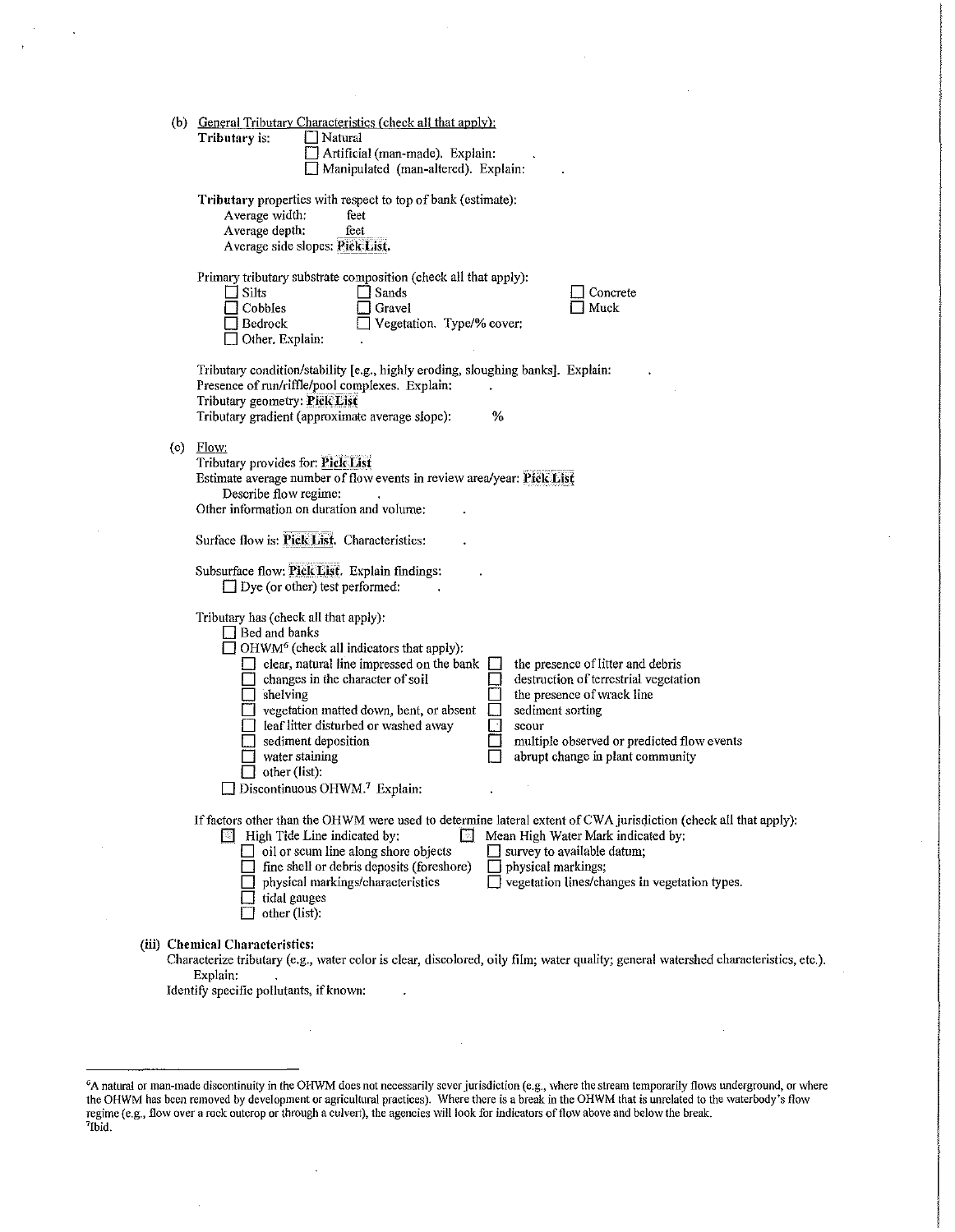(b) General Tributary Characteristics (check all that apply):

**Tributary is:** ☐ Natural
☐ Artificial (man-made). Explain: .
☐ Manipulated (man-altered). Explain: .

**Tributary** properties with respect to top of bank (estimate):
Average width: feet
Average depth: feet
Average side slopes: **Pick List.**

Primary tributary substrate composition (check all that apply):

☐ Silts ☐ Sands ☐ Concrete
☐ Cobbles ☐ Gravel ☐ Muck
☐ Bedrock ☐ Vegetation. Type/% cover:
☐ Other. Explain: .

Tributary condition/stability [e.g., highly eroding, sloughing banks]. Explain: .
Presence of run/riffle/pool complexes. Explain: .
Tributary geometry: **Pick List**
Tributary gradient (approximate average slope): %

(c) Flow:
Tributary provides for: **Pick List**
Estimate average number of flow events in review area/year: **Pick List**
Describe flow regime: .
Other information on duration and volume: .

Surface flow is: **Pick List.** Characteristics: .

Subsurface flow: **Pick List.** Explain findings: .
☐ Dye (or other) test performed: .

Tributary has (check all that apply):
☐ Bed and banks
☐ OHWM[6] (check all indicators that apply):
☐ clear, natural line impressed on the bank ☐ the presence of litter and debris
☐ changes in the character of soil ☐ destruction of terrestrial vegetation
☐ shelving ☐ the presence of wrack line
☐ vegetation matted down, bent, or absent ☐ sediment sorting
☐ leaf litter disturbed or washed away ☐ scour
☐ sediment deposition ☐ multiple observed or predicted flow events
☐ water staining ☐ abrupt change in plant community
☐ other (list):
☐ Discontinuous OHWM.[7] Explain: .

If factors other than the OHWM were used to determine lateral extent of CWA jurisdiction (check all that apply):
☐ High Tide Line indicated by: ☐ Mean High Water Mark indicated by:
☐ oil or scum line along shore objects ☐ survey to available datum;
☐ fine shell or debris deposits (foreshore) ☐ physical markings;
☐ physical markings/characteristics ☐ vegetation lines/changes in vegetation types.
☐ tidal gauges
☐ other (list):

**(iii) Chemical Characteristics:**
Characterize tributary (e.g., water color is clear, discolored, oily film; water quality; general watershed characteristics, etc.).
Explain: .
Identify specific pollutants, if known: .

---

[6]A natural or man-made discontinuity in the OHWM does not necessarily sever jurisdiction (e.g., where the stream temporarily flows underground, or where the OHWM has been removed by development or agricultural practices). Where there is a break in the OHWM that is unrelated to the waterbody's flow regime (e.g., flow over a rock outcrop or through a culvert), the agencies will look for indicators of flow above and below the break.
[7]Ibid.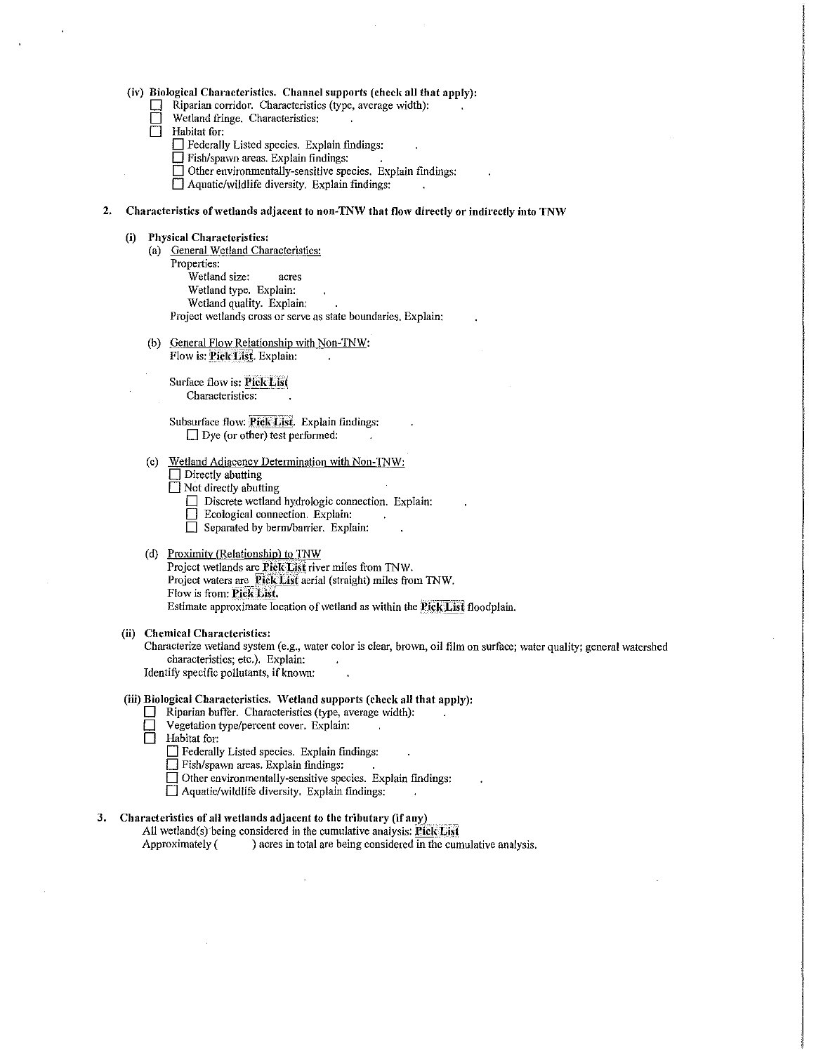(iv) **Biological Characteristics. Channel supports (check all that apply):**

- ☐ Riparian corridor. Characteristics (type, average width): .
- ☐ Wetland fringe. Characteristics: .
- ☐ Habitat for:
  - ☐ Federally Listed species. Explain findings: .
  - ☐ Fish/spawn areas. Explain findings: .
  - ☐ Other environmentally-sensitive species. Explain findings: .
  - ☐ Aquatic/wildlife diversity. Explain findings: .

**2. Characteristics of wetlands adjacent to non-TNW that flow directly or indirectly into TNW**

(i) **Physical Characteristics:**

(a) General Wetland Characteristics:

Properties:

Wetland size: acres

Wetland type. Explain: .

Wetland quality. Explain: .

Project wetlands cross or serve as state boundaries. Explain: .

(b) General Flow Relationship with Non-TNW:

Flow is: **Pick List**. Explain: .

Surface flow is: **Pick List**

Characteristics: .

Subsurface flow: **Pick List**. Explain findings: .

☐ Dye (or other) test performed: .

(c) Wetland Adjacency Determination with Non-TNW:

- ☐ Directly abutting
- ☐ Not directly abutting
  - ☐ Discrete wetland hydrologic connection. Explain: .
  - ☐ Ecological connection. Explain: .
  - ☐ Separated by berm/barrier. Explain: .

(d) Proximity (Relationship) to TNW

Project wetlands are **Pick List** river miles from TNW.

Project waters are **Pick List** aerial (straight) miles from TNW.

Flow is from: **Pick List**.

Estimate approximate location of wetland as within the **Pick List** floodplain.

(ii) **Chemical Characteristics:**

Characterize wetland system (e.g., water color is clear, brown, oil film on surface; water quality; general watershed characteristics; etc.). Explain: .

Identify specific pollutants, if known: .

(iii) **Biological Characteristics. Wetland supports (check all that apply):**

- ☐ Riparian buffer. Characteristics (type, average width): .
- ☐ Vegetation type/percent cover. Explain: .
- ☐ Habitat for:
  - ☐ Federally Listed species. Explain findings: .
  - ☐ Fish/spawn areas. Explain findings: .
  - ☐ Other environmentally-sensitive species. Explain findings: .
  - ☐ Aquatic/wildlife diversity. Explain findings: .

**3. Characteristics of all wetlands adjacent to the tributary (if any)**

All wetland(s) being considered in the cumulative analysis: **Pick List**

Approximately ( ) acres in total are being considered in the cumulative analysis.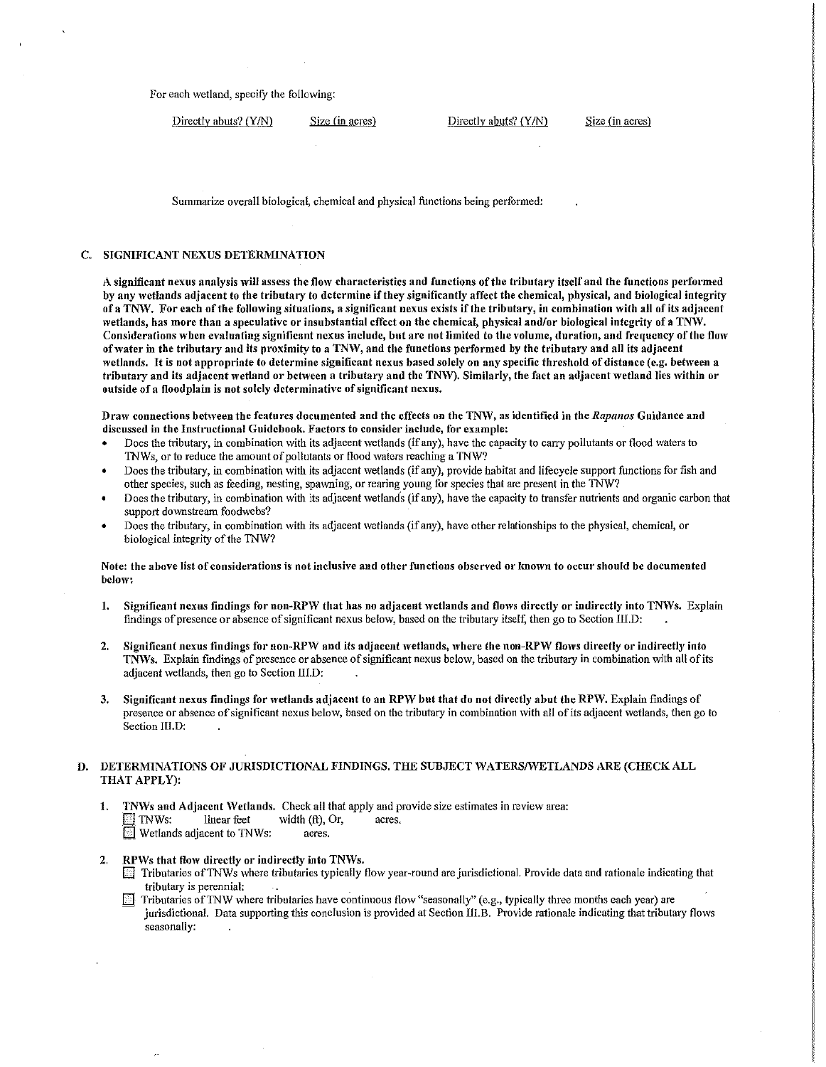For each wetland, specify the following:

| Directly abuts? (Y/N) | Size (in acres) | Directly abuts? (Y/N) | Size (in acres) |
|---|---|---|---|

Summarize overall biological, chemical and physical functions being performed:

### C. SIGNIFICANT NEXUS DETERMINATION

**A significant nexus analysis will assess the flow characteristics and functions of the tributary itself and the functions performed by any wetlands adjacent to the tributary to determine if they significantly affect the chemical, physical, and biological integrity of a TNW. For each of the following situations, a significant nexus exists if the tributary, in combination with all of its adjacent wetlands, has more than a speculative or insubstantial effect on the chemical, physical and/or biological integrity of a TNW. Considerations when evaluating significant nexus include, but are not limited to the volume, duration, and frequency of the flow of water in the tributary and its proximity to a TNW, and the functions performed by the tributary and all its adjacent wetlands. It is not appropriate to determine significant nexus based solely on any specific threshold of distance (e.g. between a tributary and its adjacent wetland or between a tributary and the TNW). Similarly, the fact an adjacent wetland lies within or outside of a floodplain is not solely determinative of significant nexus.**

**Draw connections between the features documented and the effects on the TNW, as identified in the *Rapanos* Guidance and discussed in the Instructional Guidebook. Factors to consider include, for example:**

- Does the tributary, in combination with its adjacent wetlands (if any), have the capacity to carry pollutants or flood waters to TNWs, or to reduce the amount of pollutants or flood waters reaching a TNW?
- Does the tributary, in combination with its adjacent wetlands (if any), provide habitat and lifecycle support functions for fish and other species, such as feeding, nesting, spawning, or rearing young for species that are present in the TNW?
- Does the tributary, in combination with its adjacent wetlands (if any), have the capacity to transfer nutrients and organic carbon that support downstream foodwebs?
- Does the tributary, in combination with its adjacent wetlands (if any), have other relationships to the physical, chemical, or biological integrity of the TNW?

**Note: the above list of considerations is not inclusive and other functions observed or known to occur should be documented below:**

1. **Significant nexus findings for non-RPW that has no adjacent wetlands and flows directly or indirectly into TNWs.** Explain findings of presence or absence of significant nexus below, based on the tributary itself, then go to Section III.D: .

2. **Significant nexus findings for non-RPW and its adjacent wetlands, where the non-RPW flows directly or indirectly into TNWs.** Explain findings of presence or absence of significant nexus below, based on the tributary in combination with all of its adjacent wetlands, then go to Section III.D: .

3. **Significant nexus findings for wetlands adjacent to an RPW but that do not directly abut the RPW.** Explain findings of presence or absence of significant nexus below, based on the tributary in combination with all of its adjacent wetlands, then go to Section III.D: .

### D. DETERMINATIONS OF JURISDICTIONAL FINDINGS. THE SUBJECT WATERS/WETLANDS ARE (CHECK ALL THAT APPLY):

1. **TNWs and Adjacent Wetlands.** Check all that apply and provide size estimates in review area:
   - ☐ TNWs: linear feet width (ft), Or, acres.
   - ☐ Wetlands adjacent to TNWs: acres.

2. **RPWs that flow directly or indirectly into TNWs.**
   - ☐ Tributaries of TNWs where tributaries typically flow year-round are jurisdictional. Provide data and rationale indicating that tributary is perennial: .
   - ☐ Tributaries of TNW where tributaries have continuous flow "seasonally" (e.g., typically three months each year) are jurisdictional. Data supporting this conclusion is provided at Section III.B. Provide rationale indicating that tributary flows seasonally: .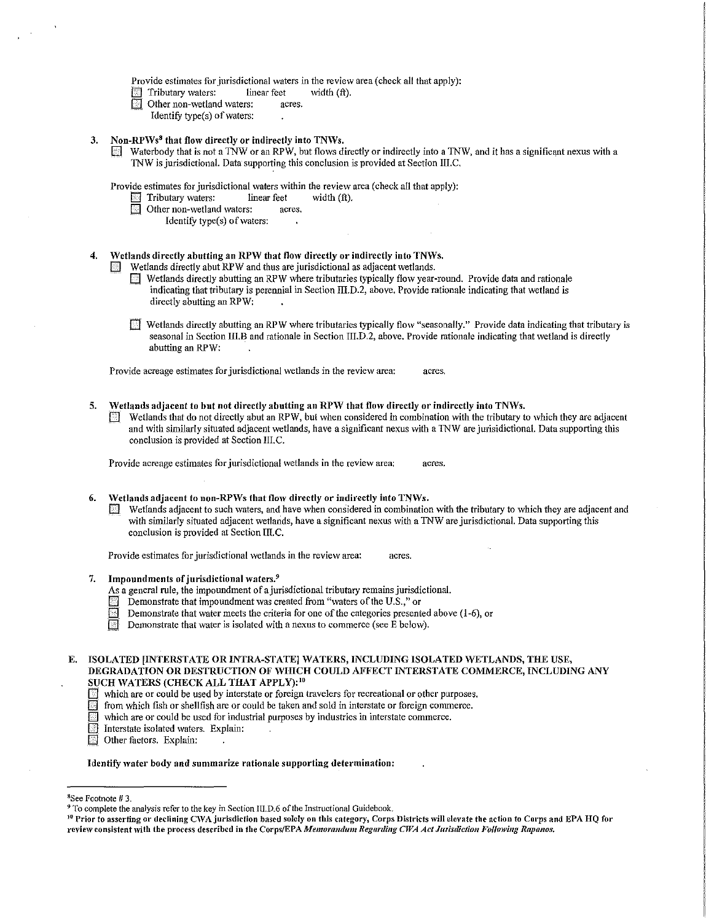Provide estimates for jurisdictional waters in the review area (check all that apply):

- ☐ Tributary waters: linear feet width (ft).
- ☐ Other non-wetland waters: acres.

  Identify type(s) of waters: .

3. **Non-RPWs[8] that flow directly or indirectly into TNWs.**

   ☐ Waterbody that is not a TNW or an RPW, but flows directly or indirectly into a TNW, and it has a significant nexus with a TNW is jurisdictional. Data supporting this conclusion is provided at Section III.C.

   Provide estimates for jurisdictional waters within the review area (check all that apply):

   - ☐ Tributary waters: linear feet width (ft).
   - ☐ Other non-wetland waters: acres.

     Identify type(s) of waters: .

4. **Wetlands directly abutting an RPW that flow directly or indirectly into TNWs.**

   ☐ Wetlands directly abut RPW and thus are jurisdictional as adjacent wetlands.

   - ☐ Wetlands directly abutting an RPW where tributaries typically flow year-round. Provide data and rationale indicating that tributary is perennial in Section III.D.2, above. Provide rationale indicating that wetland is directly abutting an RPW: .
   - ☐ Wetlands directly abutting an RPW where tributaries typically flow "seasonally." Provide data indicating that tributary is seasonal in Section III.B and rationale in Section III.D.2, above. Provide rationale indicating that wetland is directly abutting an RPW: .

   Provide acreage estimates for jurisdictional wetlands in the review area: acres.

5. **Wetlands adjacent to but not directly abutting an RPW that flow directly or indirectly into TNWs.**

   ☐ Wetlands that do not directly abut an RPW, but when considered in combination with the tributary to which they are adjacent and with similarly situated adjacent wetlands, have a significant nexus with a TNW are jurisidictional. Data supporting this conclusion is provided at Section III.C.

   Provide acreage estimates for jurisdictional wetlands in the review area: acres.

6. **Wetlands adjacent to non-RPWs that flow directly or indirectly into TNWs.**

   ☐ Wetlands adjacent to such waters, and have when considered in combination with the tributary to which they are adjacent and with similarly situated adjacent wetlands, have a significant nexus with a TNW are jurisdictional. Data supporting this conclusion is provided at Section III.C.

   Provide estimates for jurisdictional wetlands in the review area: acres.

7. **Impoundments of jurisdictional waters.[9]**

   As a general rule, the impoundment of a jurisdictional tributary remains jurisdictional.

   - ☐ Demonstrate that impoundment was created from "waters of the U.S.," or
   - ☐ Demonstrate that water meets the criteria for one of the categories presented above (1-6), or
   - ☐ Demonstrate that water is isolated with a nexus to commerce (see E below).

**E. ISOLATED [INTERSTATE OR INTRA-STATE] WATERS, INCLUDING ISOLATED WETLANDS, THE USE, DEGRADATION OR DESTRUCTION OF WHICH COULD AFFECT INTERSTATE COMMERCE, INCLUDING ANY SUCH WATERS (CHECK ALL THAT APPLY):[10]**

- ☐ which are or could be used by interstate or foreign travelers for recreational or other purposes.
- ☐ from which fish or shellfish are or could be taken and sold in interstate or foreign commerce.
- ☐ which are or could be used for industrial purposes by industries in interstate commerce.
- ☐ Interstate isolated waters. Explain: .
- ☐ Other factors. Explain: .

**Identify water body and summarize rationale supporting determination:** .

---

[8] See Footnote # 3.

[9] To complete the analysis refer to the key in Section III.D.6 of the Instructional Guidebook.

[10] **Prior to asserting or declining CWA jurisdiction based solely on this category, Corps Districts will elevate the action to Corps and EPA HQ for review consistent with the process described in the Corps/EPA *Memorandum Regarding CWA Act Jurisdiction Following Rapanos.***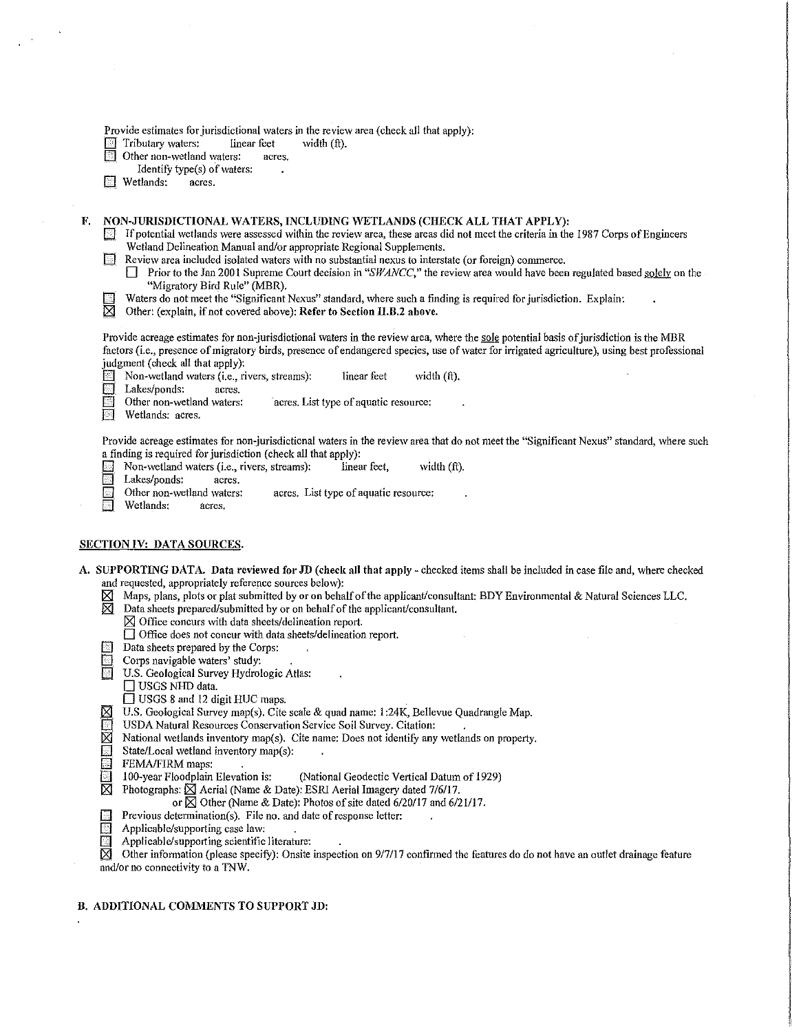Provide estimates for jurisdictional waters in the review area (check all that apply):

☐ Tributary waters: linear feet width (ft).

☐ Other non-wetland waters: acres.

Identify type(s) of waters: .

☐ Wetlands: acres.

**F. NON-JURISDICTIONAL WATERS, INCLUDING WETLANDS (CHECK ALL THAT APPLY):**

☐ If potential wetlands were assessed within the review area, these areas did not meet the criteria in the 1987 Corps of Engineers Wetland Delineation Manual and/or appropriate Regional Supplements.

☐ Review area included isolated waters with no substantial nexus to interstate (or foreign) commerce.

☐ Prior to the Jan 2001 Supreme Court decision in "*SWANCC*," the review area would have been regulated based solely on the "Migratory Bird Rule" (MBR).

☐ Waters do not meet the "Significant Nexus" standard, where such a finding is required for jurisdiction. Explain: .

☒ Other: (explain, if not covered above): **Refer to Section II.B.2 above.**

Provide acreage estimates for non-jurisdictional waters in the review area, where the sole potential basis of jurisdiction is the MBR factors (i.e., presence of migratory birds, presence of endangered species, use of water for irrigated agriculture), using best professional judgment (check all that apply):

☐ Non-wetland waters (i.e., rivers, streams): linear feet width (ft).

☐ Lakes/ponds: acres.

☐ Other non-wetland waters: acres. List type of aquatic resource: .

☐ Wetlands: acres.

Provide acreage estimates for non-jurisdictional waters in the review area that do not meet the "Significant Nexus" standard, where such a finding is required for jurisdiction (check all that apply):

☐ Non-wetland waters (i.e., rivers, streams): linear feet, width (ft).

☐ Lakes/ponds: acres.

☐ Other non-wetland waters: acres. List type of aquatic resource: .

☐ Wetlands: acres.

## SECTION IV: DATA SOURCES.

**A. SUPPORTING DATA. Data reviewed for JD (check all that apply** - checked items shall be included in case file and, where checked and requested, appropriately reference sources below):

☒ Maps, plans, plots or plat submitted by or on behalf of the applicant/consultant: BDY Environmental & Natural Sciences LLC.

☒ Data sheets prepared/submitted by or on behalf of the applicant/consultant.

☒ Office concurs with data sheets/delineation report.

☐ Office does not concur with data sheets/delineation report.

☐ Data sheets prepared by the Corps: .

☐ Corps navigable waters' study: .

☐ U.S. Geological Survey Hydrologic Atlas: .

☐ USGS NHD data.

☐ USGS 8 and 12 digit HUC maps.

☒ U.S. Geological Survey map(s). Cite scale & quad name: 1:24K, Bellevue Quadrangle Map.

☐ USDA Natural Resources Conservation Service Soil Survey. Citation: .

☒ National wetlands inventory map(s). Cite name: Does not identify any wetlands on property.

☐ State/Local wetland inventory map(s): .

☐ FEMA/FIRM maps: .

☐ 100-year Floodplain Elevation is: (National Geodectic Vertical Datum of 1929)

☒ Photographs: ☒ Aerial (Name & Date): ESRI Aerial Imagery dated 7/6/17.

or ☒ Other (Name & Date): Photos of site dated 6/20/17 and 6/21/17.

☐ Previous determination(s). File no. and date of response letter: .

☐ Applicable/supporting case law: .

☐ Applicable/supporting scientific literature: .

☒ Other information (please specify): Onsite inspection on 9/7/17 confirmed the features do do not have an outlet drainage feature and/or no connectivity to a TNW.

**B. ADDITIONAL COMMENTS TO SUPPORT JD:**

.